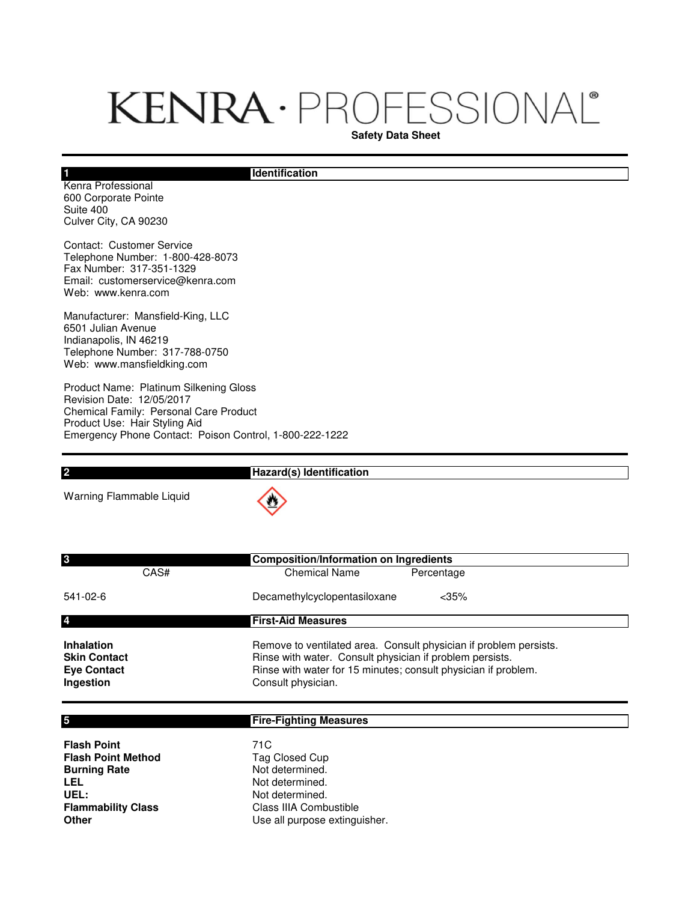# KENRA · PROFESSIONAL®

**Safety Data Sheet**

## 1 Identification

Kenra Professional
600 Corporate Pointe
Suite 400
Culver City, CA 90230

Contact: Customer Service
Telephone Number: 1-800-428-8073
Fax Number: 317-351-1329
Email: customerservice@kenra.com
Web: www.kenra.com

Manufacturer: Mansfield-King, LLC
6501 Julian Avenue
Indianapolis, IN 46219
Telephone Number: 317-788-0750
Web: www.mansfieldking.com

Product Name: Platinum Silkening Gloss
Revision Date: 12/05/2017
Chemical Family: Personal Care Product
Product Use: Hair Styling Aid
Emergency Phone Contact: Poison Control, 1-800-222-1222

## 2 Hazard(s) Identification

Warning Flammable Liquid

## 3 Composition/Information on Ingredients

| CAS# | Chemical Name | Percentage |
|---|---|---|
| 541-02-6 | Decamethylcyclopentasiloxane | <35% |

## 4 First-Aid Measures

**Inhalation** Remove to ventilated area. Consult physician if problem persists.
**Skin Contact** Rinse with water. Consult physician if problem persists.
**Eye Contact** Rinse with water for 15 minutes; consult physician if problem.
**Ingestion** Consult physician.

## 5 Fire-Fighting Measures

**Flash Point** 71C
**Flash Point Method** Tag Closed Cup
**Burning Rate** Not determined.
**LEL** Not determined.
**UEL:** Not determined.
**Flammability Class** Class IIIA Combustible
**Other** Use all purpose extinguisher.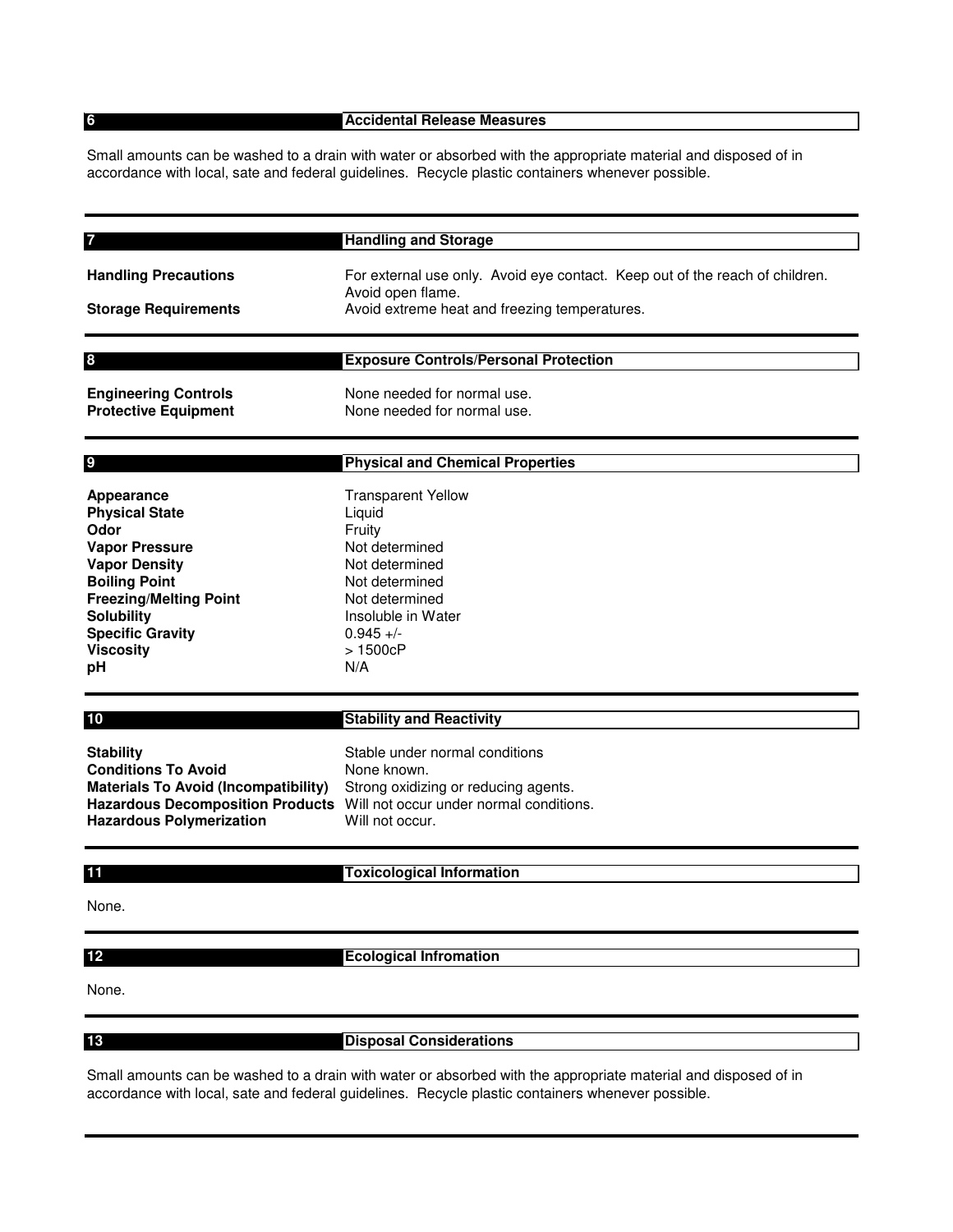## 6 Accidental Release Measures

Small amounts can be washed to a drain with water or absorbed with the appropriate material and disposed of in accordance with local, sate and federal guidelines. Recycle plastic containers whenever possible.

## 7 Handling and Storage

| | |
|---|---|
| **Handling Precautions** | For external use only. Avoid eye contact. Keep out of the reach of children. Avoid open flame. |
| **Storage Requirements** | Avoid extreme heat and freezing temperatures. |

## 8 Exposure Controls/Personal Protection

| | |
|---|---|
| **Engineering Controls** | None needed for normal use. |
| **Protective Equipment** | None needed for normal use. |

## 9 Physical and Chemical Properties

| | |
|---|---|
| **Appearance** | Transparent Yellow |
| **Physical State** | Liquid |
| **Odor** | Fruity |
| **Vapor Pressure** | Not determined |
| **Vapor Density** | Not determined |
| **Boiling Point** | Not determined |
| **Freezing/Melting Point** | Not determined |
| **Solubility** | Insoluble in Water |
| **Specific Gravity** | 0.945 +/- |
| **Viscosity** | > 1500cP |
| **pH** | N/A |

## 10 Stability and Reactivity

| | |
|---|---|
| **Stability** | Stable under normal conditions |
| **Conditions To Avoid** | None known. |
| **Materials To Avoid (Incompatibility)** | Strong oxidizing or reducing agents. |
| **Hazardous Decomposition Products** | Will not occur under normal conditions. |
| **Hazardous Polymerization** | Will not occur. |

## 11 Toxicological Information

None.

## 12 Ecological Infromation

None.

## 13 Disposal Considerations

Small amounts can be washed to a drain with water or absorbed with the appropriate material and disposed of in accordance with local, sate and federal guidelines. Recycle plastic containers whenever possible.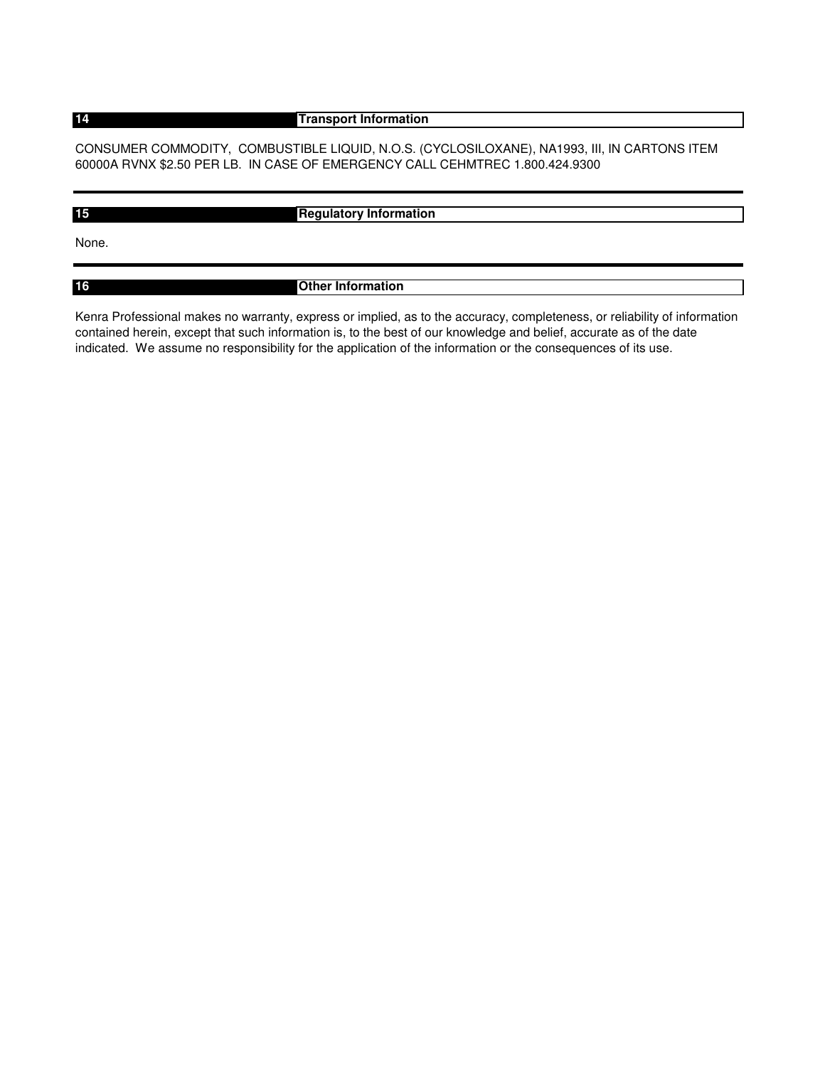## 14 Transport Information

CONSUMER COMMODITY, COMBUSTIBLE LIQUID, N.O.S. (CYCLOSILOXANE), NA1993, III, IN CARTONS ITEM 60000A RVNX $2.50 PER LB. IN CASE OF EMERGENCY CALL CEHMTREC 1.800.424.9300

## 15 Regulatory Information

None.

## 16 Other Information

Kenra Professional makes no warranty, express or implied, as to the accuracy, completeness, or reliability of information contained herein, except that such information is, to the best of our knowledge and belief, accurate as of the date indicated. We assume no responsibility for the application of the information or the consequences of its use.